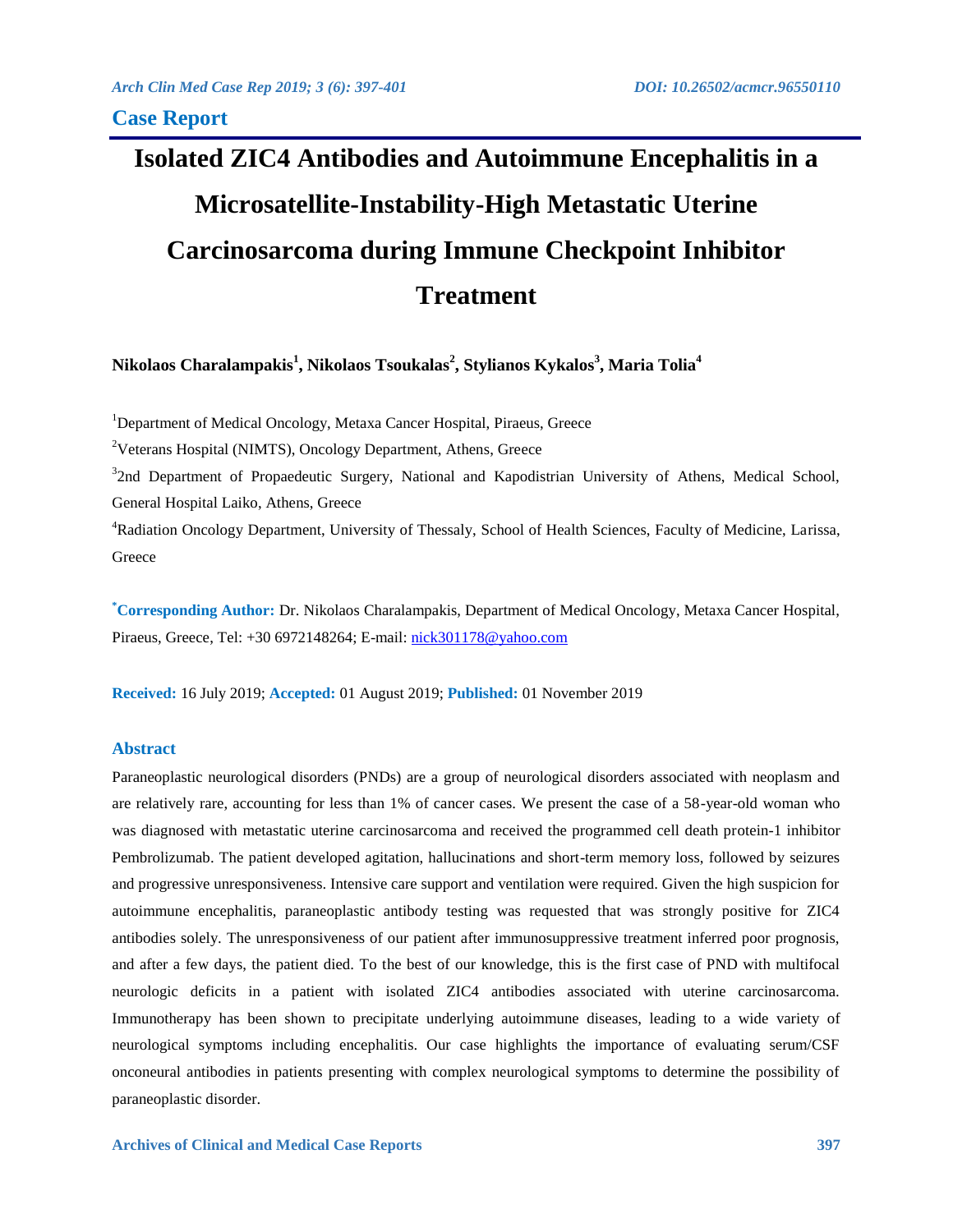**Case Report**

# Isolated ZIC4 Antibodies and Autoimmune Encephalitis in a Microsatellite-Instability-High Metastatic Uterine Carcinosarcoma during Immune Checkpoint Inhibitor Treatment

**Nikolaos Charalampakis[1], Nikolaos Tsoukalas[2], Stylianos Kykalos[3], Maria Tolia[4]**

[1]Department of Medical Oncology, Metaxa Cancer Hospital, Piraeus, Greece

[2]Veterans Hospital (NIMTS), Oncology Department, Athens, Greece

[3]2nd Department of Propaedeutic Surgery, National and Kapodistrian University of Athens, Medical School, General Hospital Laiko, Athens, Greece

[4]Radiation Oncology Department, University of Thessaly, School of Health Sciences, Faculty of Medicine, Larissa, Greece

**[*]Corresponding Author:** Dr. Nikolaos Charalampakis, Department of Medical Oncology, Metaxa Cancer Hospital, Piraeus, Greece, Tel: +30 6972148264; E-mail: nick301178@yahoo.com

**Received:** 16 July 2019; **Accepted:** 01 August 2019; **Published:** 01 November 2019

## Abstract

Paraneoplastic neurological disorders (PNDs) are a group of neurological disorders associated with neoplasm and are relatively rare, accounting for less than 1% of cancer cases. We present the case of a 58-year-old woman who was diagnosed with metastatic uterine carcinosarcoma and received the programmed cell death protein-1 inhibitor Pembrolizumab. The patient developed agitation, hallucinations and short-term memory loss, followed by seizures and progressive unresponsiveness. Intensive care support and ventilation were required. Given the high suspicion for autoimmune encephalitis, paraneoplastic antibody testing was requested that was strongly positive for ZIC4 antibodies solely. The unresponsiveness of our patient after immunosuppressive treatment inferred poor prognosis, and after a few days, the patient died. To the best of our knowledge, this is the first case of PND with multifocal neurologic deficits in a patient with isolated ZIC4 antibodies associated with uterine carcinosarcoma. Immunotherapy has been shown to precipitate underlying autoimmune diseases, leading to a wide variety of neurological symptoms including encephalitis. Our case highlights the importance of evaluating serum/CSF onconeural antibodies in patients presenting with complex neurological symptoms to determine the possibility of paraneoplastic disorder.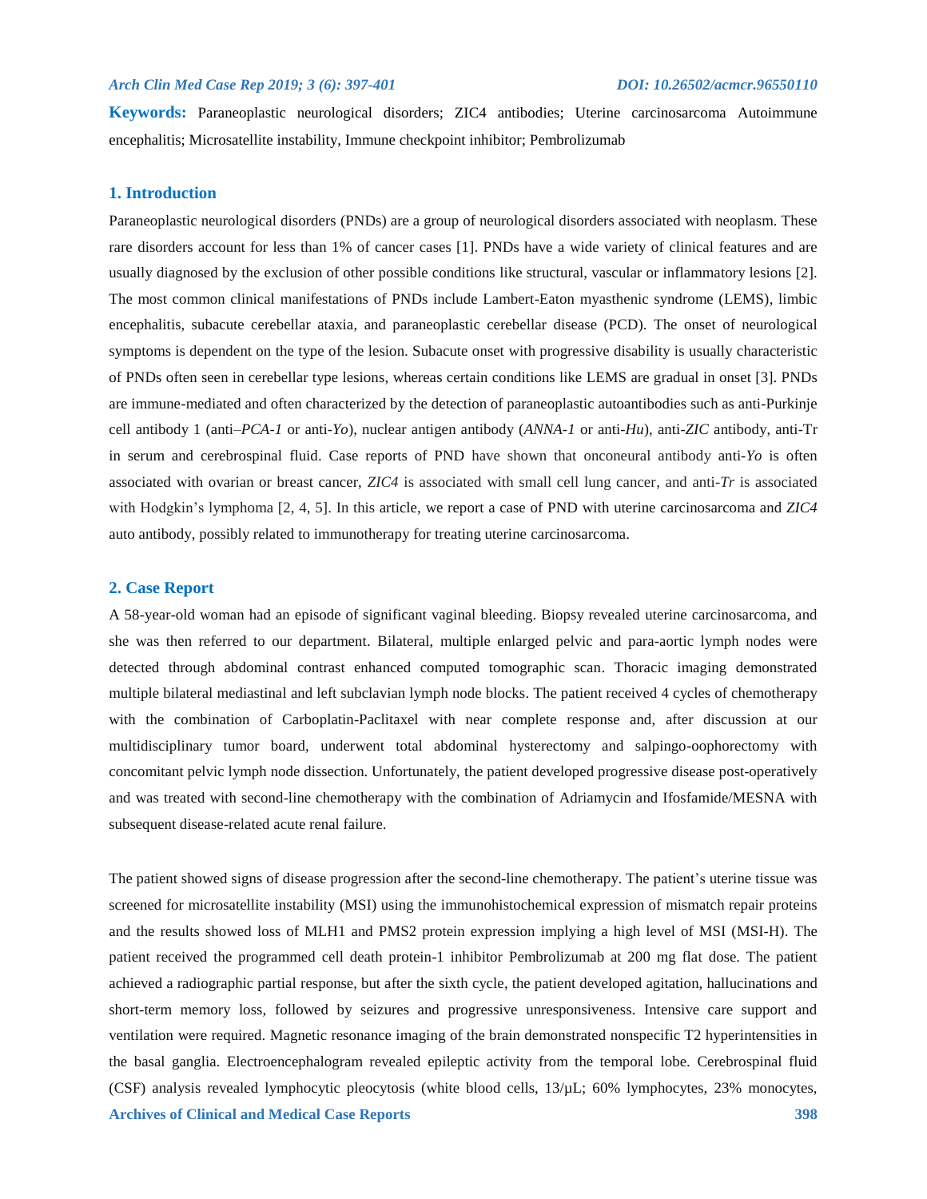**Keywords:** Paraneoplastic neurological disorders; ZIC4 antibodies; Uterine carcinosarcoma Autoimmune encephalitis; Microsatellite instability, Immune checkpoint inhibitor; Pembrolizumab

## 1. Introduction

Paraneoplastic neurological disorders (PNDs) are a group of neurological disorders associated with neoplasm. These rare disorders account for less than 1% of cancer cases [1]. PNDs have a wide variety of clinical features and are usually diagnosed by the exclusion of other possible conditions like structural, vascular or inflammatory lesions [2]. The most common clinical manifestations of PNDs include Lambert-Eaton myasthenic syndrome (LEMS), limbic encephalitis, subacute cerebellar ataxia, and paraneoplastic cerebellar disease (PCD). The onset of neurological symptoms is dependent on the type of the lesion. Subacute onset with progressive disability is usually characteristic of PNDs often seen in cerebellar type lesions, whereas certain conditions like LEMS are gradual in onset [3]. PNDs are immune-mediated and often characterized by the detection of paraneoplastic autoantibodies such as anti-Purkinje cell antibody 1 (anti–*PCA-1* or anti-*Yo*), nuclear antigen antibody (*ANNA-1* or anti-*Hu*), anti-*ZIC* antibody, anti-Tr in serum and cerebrospinal fluid. Case reports of PND have shown that onconeural antibody anti-*Yo* is often associated with ovarian or breast cancer, *ZIC4* is associated with small cell lung cancer, and anti-*Tr* is associated with Hodgkin's lymphoma [2, 4, 5]. In this article, we report a case of PND with uterine carcinosarcoma and *ZIC4* auto antibody, possibly related to immunotherapy for treating uterine carcinosarcoma.

## 2. Case Report

A 58-year-old woman had an episode of significant vaginal bleeding. Biopsy revealed uterine carcinosarcoma, and she was then referred to our department. Bilateral, multiple enlarged pelvic and para-aortic lymph nodes were detected through abdominal contrast enhanced computed tomographic scan. Thoracic imaging demonstrated multiple bilateral mediastinal and left subclavian lymph node blocks. The patient received 4 cycles of chemotherapy with the combination of Carboplatin-Paclitaxel with near complete response and, after discussion at our multidisciplinary tumor board, underwent total abdominal hysterectomy and salpingo-oophorectomy with concomitant pelvic lymph node dissection. Unfortunately, the patient developed progressive disease post-operatively and was treated with second-line chemotherapy with the combination of Adriamycin and Ifosfamide/MESNA with subsequent disease-related acute renal failure.

The patient showed signs of disease progression after the second-line chemotherapy. The patient's uterine tissue was screened for microsatellite instability (MSI) using the immunohistochemical expression of mismatch repair proteins and the results showed loss of MLH1 and PMS2 protein expression implying a high level of MSI (MSI-H). The patient received the programmed cell death protein-1 inhibitor Pembrolizumab at 200 mg flat dose. The patient achieved a radiographic partial response, but after the sixth cycle, the patient developed agitation, hallucinations and short-term memory loss, followed by seizures and progressive unresponsiveness. Intensive care support and ventilation were required. Magnetic resonance imaging of the brain demonstrated nonspecific T2 hyperintensities in the basal ganglia. Electroencephalogram revealed epileptic activity from the temporal lobe. Cerebrospinal fluid (CSF) analysis revealed lymphocytic pleocytosis (white blood cells, 13/μL; 60% lymphocytes, 23% monocytes,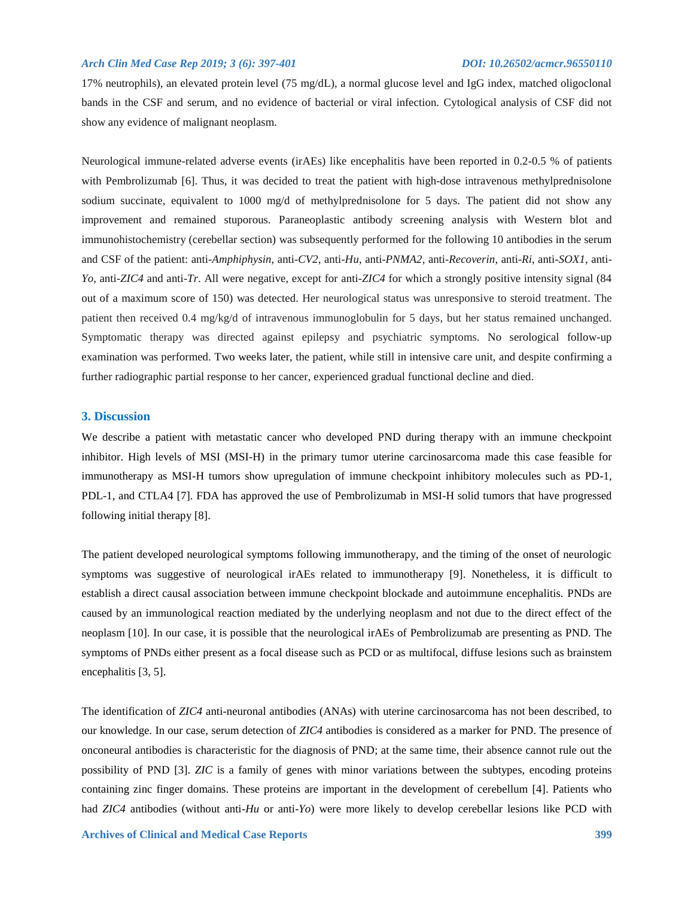17% neutrophils), an elevated protein level (75 mg/dL), a normal glucose level and IgG index, matched oligoclonal bands in the CSF and serum, and no evidence of bacterial or viral infection. Cytological analysis of CSF did not show any evidence of malignant neoplasm.

Neurological immune-related adverse events (irAEs) like encephalitis have been reported in 0.2-0.5 % of patients with Pembrolizumab [6]. Thus, it was decided to treat the patient with high-dose intravenous methylprednisolone sodium succinate, equivalent to 1000 mg/d of methylprednisolone for 5 days. The patient did not show any improvement and remained stuporous. Paraneoplastic antibody screening analysis with Western blot and immunohistochemistry (cerebellar section) was subsequently performed for the following 10 antibodies in the serum and CSF of the patient: anti-*Amphiphysin*, anti-*CV2*, anti-*Hu*, anti-*PNMA2*, anti-*Recoverin*, anti-*Ri*, anti-*SOX1*, anti-*Yo*, anti-*ZIC4* and anti-*Tr*. All were negative, except for anti-*ZIC4* for which a strongly positive intensity signal (84 out of a maximum score of 150) was detected. Her neurological status was unresponsive to steroid treatment. The patient then received 0.4 mg/kg/d of intravenous immunoglobulin for 5 days, but her status remained unchanged. Symptomatic therapy was directed against epilepsy and psychiatric symptoms. No serological follow-up examination was performed. Two weeks later, the patient, while still in intensive care unit, and despite confirming a further radiographic partial response to her cancer, experienced gradual functional decline and died.

## 3. Discussion

We describe a patient with metastatic cancer who developed PND during therapy with an immune checkpoint inhibitor. High levels of MSI (MSI-H) in the primary tumor uterine carcinosarcoma made this case feasible for immunotherapy as MSI-H tumors show upregulation of immune checkpoint inhibitory molecules such as PD-1, PDL-1, and CTLA4 [7]. FDA has approved the use of Pembrolizumab in MSI-H solid tumors that have progressed following initial therapy [8].

The patient developed neurological symptoms following immunotherapy, and the timing of the onset of neurologic symptoms was suggestive of neurological irAEs related to immunotherapy [9]. Nonetheless, it is difficult to establish a direct causal association between immune checkpoint blockade and autoimmune encephalitis. PNDs are caused by an immunological reaction mediated by the underlying neoplasm and not due to the direct effect of the neoplasm [10]. In our case, it is possible that the neurological irAEs of Pembrolizumab are presenting as PND. The symptoms of PNDs either present as a focal disease such as PCD or as multifocal, diffuse lesions such as brainstem encephalitis [3, 5].

The identification of *ZIC4* anti-neuronal antibodies (ANAs) with uterine carcinosarcoma has not been described, to our knowledge. In our case, serum detection of *ZIC4* antibodies is considered as a marker for PND. The presence of onconeural antibodies is characteristic for the diagnosis of PND; at the same time, their absence cannot rule out the possibility of PND [3]. *ZIC* is a family of genes with minor variations between the subtypes, encoding proteins containing zinc finger domains. These proteins are important in the development of cerebellum [4]. Patients who had *ZIC4* antibodies (without anti-*Hu* or anti-*Yo*) were more likely to develop cerebellar lesions like PCD with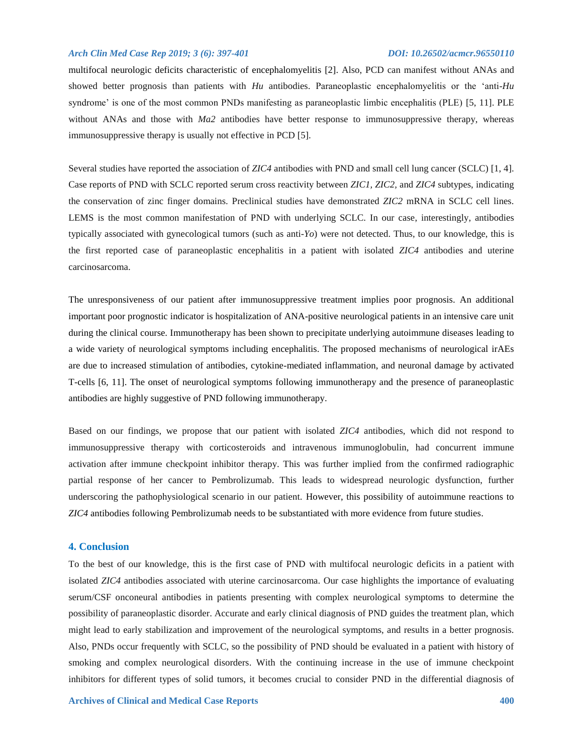multifocal neurologic deficits characteristic of encephalomyelitis [2]. Also, PCD can manifest without ANAs and showed better prognosis than patients with *Hu* antibodies. Paraneoplastic encephalomyelitis or the 'anti-*Hu* syndrome' is one of the most common PNDs manifesting as paraneoplastic limbic encephalitis (PLE) [5, 11]. PLE without ANAs and those with *Ma2* antibodies have better response to immunosuppressive therapy, whereas immunosuppressive therapy is usually not effective in PCD [5].

Several studies have reported the association of *ZIC4* antibodies with PND and small cell lung cancer (SCLC) [1, 4]. Case reports of PND with SCLC reported serum cross reactivity between *ZIC1, ZIC2,* and *ZIC4* subtypes, indicating the conservation of zinc finger domains. Preclinical studies have demonstrated *ZIC2* mRNA in SCLC cell lines. LEMS is the most common manifestation of PND with underlying SCLC. In our case, interestingly, antibodies typically associated with gynecological tumors (such as anti-*Yo*) were not detected. Thus, to our knowledge, this is the first reported case of paraneoplastic encephalitis in a patient with isolated *ZIC4* antibodies and uterine carcinosarcoma.

The unresponsiveness of our patient after immunosuppressive treatment implies poor prognosis. An additional important poor prognostic indicator is hospitalization of ANA-positive neurological patients in an intensive care unit during the clinical course. Immunotherapy has been shown to precipitate underlying autoimmune diseases leading to a wide variety of neurological symptoms including encephalitis. The proposed mechanisms of neurological irAEs are due to increased stimulation of antibodies, cytokine-mediated inflammation, and neuronal damage by activated T-cells [6, 11]. The onset of neurological symptoms following immunotherapy and the presence of paraneoplastic antibodies are highly suggestive of PND following immunotherapy.

Based on our findings, we propose that our patient with isolated *ZIC4* antibodies, which did not respond to immunosuppressive therapy with corticosteroids and intravenous immunoglobulin, had concurrent immune activation after immune checkpoint inhibitor therapy. This was further implied from the confirmed radiographic partial response of her cancer to Pembrolizumab. This leads to widespread neurologic dysfunction, further underscoring the pathophysiological scenario in our patient. However, this possibility of autoimmune reactions to *ZIC4* antibodies following Pembrolizumab needs to be substantiated with more evidence from future studies.

## 4. Conclusion

To the best of our knowledge, this is the first case of PND with multifocal neurologic deficits in a patient with isolated *ZIC4* antibodies associated with uterine carcinosarcoma. Our case highlights the importance of evaluating serum/CSF onconeural antibodies in patients presenting with complex neurological symptoms to determine the possibility of paraneoplastic disorder. Accurate and early clinical diagnosis of PND guides the treatment plan, which might lead to early stabilization and improvement of the neurological symptoms, and results in a better prognosis. Also, PNDs occur frequently with SCLC, so the possibility of PND should be evaluated in a patient with history of smoking and complex neurological disorders. With the continuing increase in the use of immune checkpoint inhibitors for different types of solid tumors, it becomes crucial to consider PND in the differential diagnosis of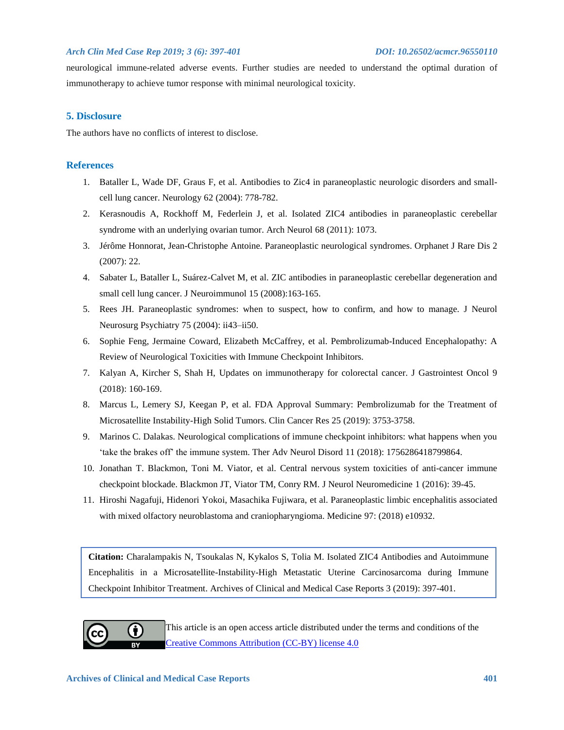neurological immune-related adverse events. Further studies are needed to understand the optimal duration of immunotherapy to achieve tumor response with minimal neurological toxicity.

## 5. Disclosure

The authors have no conflicts of interest to disclose.

## References

1. Bataller L, Wade DF, Graus F, et al. Antibodies to Zic4 in paraneoplastic neurologic disorders and small-cell lung cancer. Neurology 62 (2004): 778-782.
2. Kerasnoudis A, Rockhoff M, Federlein J, et al. Isolated ZIC4 antibodies in paraneoplastic cerebellar syndrome with an underlying ovarian tumor. Arch Neurol 68 (2011): 1073.
3. Jérôme Honnorat, Jean-Christophe Antoine. Paraneoplastic neurological syndromes. Orphanet J Rare Dis 2 (2007): 22.
4. Sabater L, Bataller L, Suárez-Calvet M, et al. ZIC antibodies in paraneoplastic cerebellar degeneration and small cell lung cancer. J Neuroimmunol 15 (2008):163-165.
5. Rees JH. Paraneoplastic syndromes: when to suspect, how to confirm, and how to manage. J Neurol Neurosurg Psychiatry 75 (2004): ii43–ii50.
6. Sophie Feng, Jermaine Coward, Elizabeth McCaffrey, et al. Pembrolizumab-Induced Encephalopathy: A Review of Neurological Toxicities with Immune Checkpoint Inhibitors.
7. Kalyan A, Kircher S, Shah H, Updates on immunotherapy for colorectal cancer. J Gastrointest Oncol 9 (2018): 160-169.
8. Marcus L, Lemery SJ, Keegan P, et al. FDA Approval Summary: Pembrolizumab for the Treatment of Microsatellite Instability-High Solid Tumors. Clin Cancer Res 25 (2019): 3753-3758.
9. Marinos C. Dalakas. Neurological complications of immune checkpoint inhibitors: what happens when you 'take the brakes off' the immune system. Ther Adv Neurol Disord 11 (2018): 1756286418799864.
10. Jonathan T. Blackmon, Toni M. Viator, et al. Central nervous system toxicities of anti-cancer immune checkpoint blockade. Blackmon JT, Viator TM, Conry RM. J Neurol Neuromedicine 1 (2016): 39-45.
11. Hiroshi Nagafuji, Hidenori Yokoi, Masachika Fujiwara, et al. Paraneoplastic limbic encephalitis associated with mixed olfactory neuroblastoma and craniopharyngioma. Medicine 97: (2018) e10932.

**Citation:** Charalampakis N, Tsoukalas N, Kykalos S, Tolia M. Isolated ZIC4 Antibodies and Autoimmune Encephalitis in a Microsatellite-Instability-High Metastatic Uterine Carcinosarcoma during Immune Checkpoint Inhibitor Treatment. Archives of Clinical and Medical Case Reports 3 (2019): 397-401.

This article is an open access article distributed under the terms and conditions of the Creative Commons Attribution (CC-BY) license 4.0